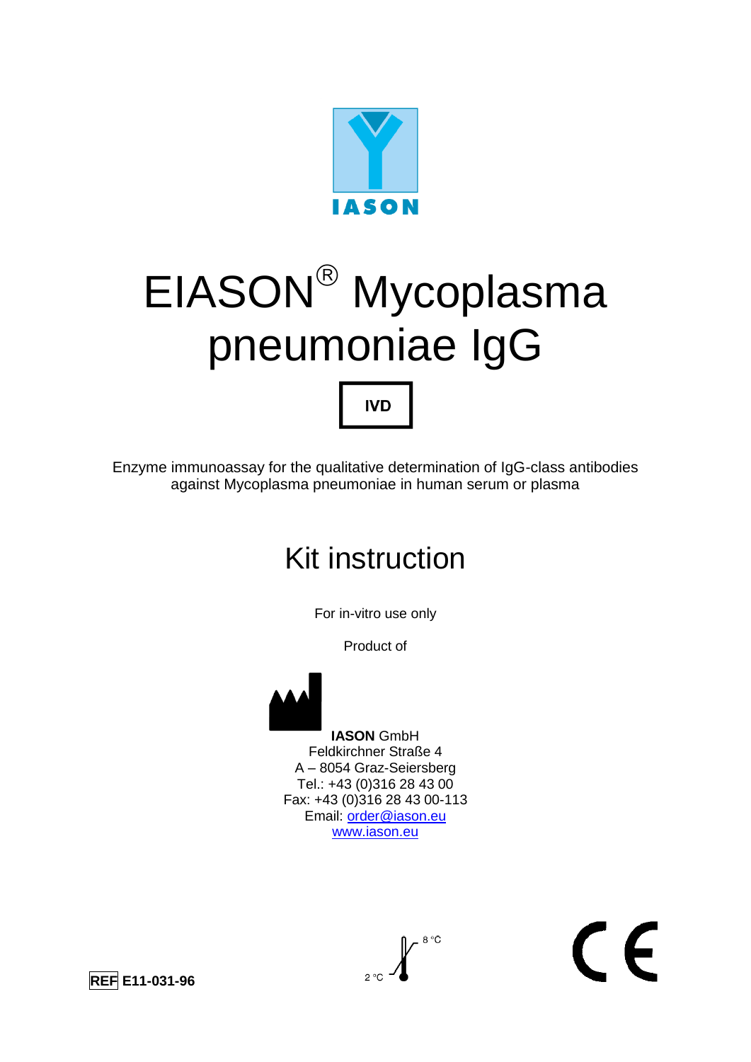IASON

# EIASON® Mycoplasma pneumoniae IgG

**IVD**

Enzyme immunoassay for the qualitative determination of IgG-class antibodies against Mycoplasma pneumoniae in human serum or plasma

## Kit instruction

For in-vitro use only

Product of

**IASON** GmbH
Feldkirchner Straße 4
A – 8054 Graz-Seiersberg
Tel.: +43 (0)316 28 43 00
Fax: +43 (0)316 28 43 00-113
Email: order@iason.eu
www.iason.eu

**REF E11-031-96**

2 °C – 8 °C

CE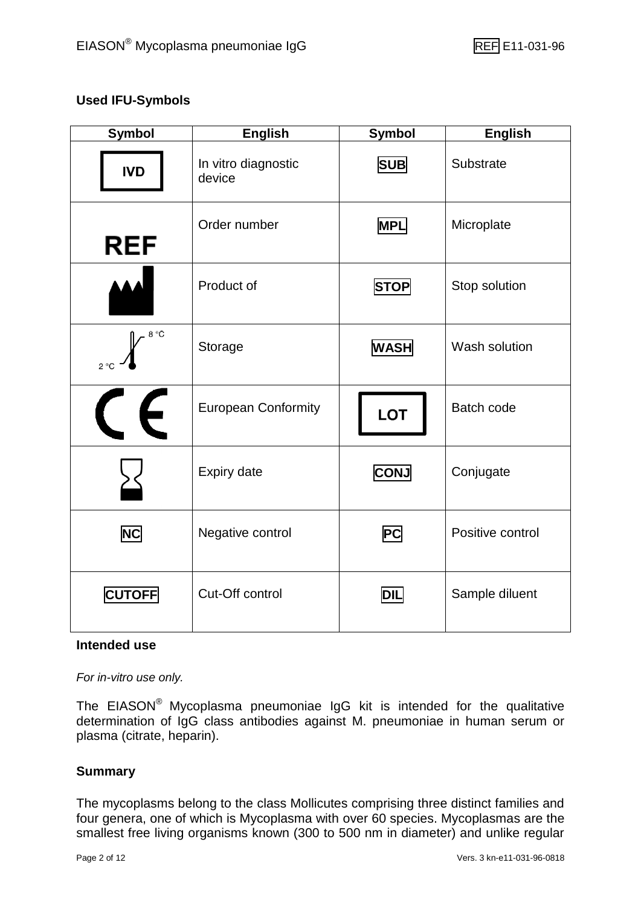## Used IFU-Symbols

| Symbol | English | Symbol | English |
|---|---|---|---|
| IVD | In vitro diagnostic device | SUB | Substrate |
| REF | Order number | MPL | Microplate |
| | Product of | STOP | Stop solution |
| 2 °C – 8 °C | Storage | WASH | Wash solution |
| CE | European Conformity | LOT | Batch code |
| | Expiry date | CONJ | Conjugate |
| NC | Negative control | PC | Positive control |
| CUTOFF | Cut-Off control | DIL | Sample diluent |

## Intended use

*For in-vitro use only.*

The EIASON® Mycoplasma pneumoniae IgG kit is intended for the qualitative determination of IgG class antibodies against M. pneumoniae in human serum or plasma (citrate, heparin).

## Summary

The mycoplasms belong to the class Mollicutes comprising three distinct families and four genera, one of which is Mycoplasma with over 60 species. Mycoplasmas are the smallest free living organisms known (300 to 500 nm in diameter) and unlike regular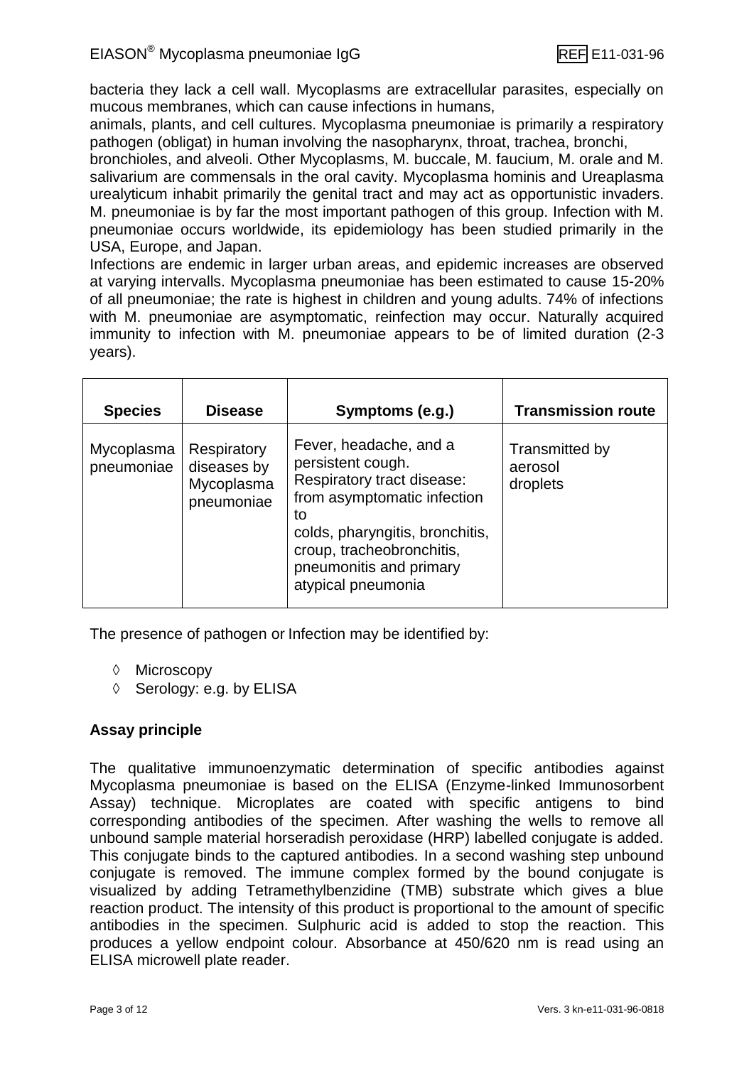bacteria they lack a cell wall. Mycoplasms are extracellular parasites, especially on mucous membranes, which can cause infections in humans, animals, plants, and cell cultures. Mycoplasma pneumoniae is primarily a respiratory pathogen (obligat) in human involving the nasopharynx, throat, trachea, bronchi, bronchioles, and alveoli. Other Mycoplasms, M. buccale, M. faucium, M. orale and M. salivarium are commensals in the oral cavity. Mycoplasma hominis and Ureaplasma urealyticum inhabit primarily the genital tract and may act as opportunistic invaders. M. pneumoniae is by far the most important pathogen of this group. Infection with M. pneumoniae occurs worldwide, its epidemiology has been studied primarily in the USA, Europe, and Japan.

Infections are endemic in larger urban areas, and epidemic increases are observed at varying intervalls. Mycoplasma pneumoniae has been estimated to cause 15-20% of all pneumoniae; the rate is highest in children and young adults. 74% of infections with M. pneumoniae are asymptomatic, reinfection may occur. Naturally acquired immunity to infection with M. pneumoniae appears to be of limited duration (2-3 years).

| Species | Disease | Symptoms (e.g.) | Transmission route |
|---|---|---|---|
| Mycoplasma pneumoniae | Respiratory diseases by Mycoplasma pneumoniae | Fever, headache, and a persistent cough. Respiratory tract disease: from asymptomatic infection to colds, pharyngitis, bronchitis, croup, tracheobronchitis, pneumonitis and primary atypical pneumonia | Transmitted by aerosol droplets |

The presence of pathogen or Infection may be identified by:

- Microscopy
- Serology: e.g. by ELISA

## Assay principle

The qualitative immunoenzymatic determination of specific antibodies against Mycoplasma pneumoniae is based on the ELISA (Enzyme-linked Immunosorbent Assay) technique. Microplates are coated with specific antigens to bind corresponding antibodies of the specimen. After washing the wells to remove all unbound sample material horseradish peroxidase (HRP) labelled conjugate is added. This conjugate binds to the captured antibodies. In a second washing step unbound conjugate is removed. The immune complex formed by the bound conjugate is visualized by adding Tetramethylbenzidine (TMB) substrate which gives a blue reaction product. The intensity of this product is proportional to the amount of specific antibodies in the specimen. Sulphuric acid is added to stop the reaction. This produces a yellow endpoint colour. Absorbance at 450/620 nm is read using an ELISA microwell plate reader.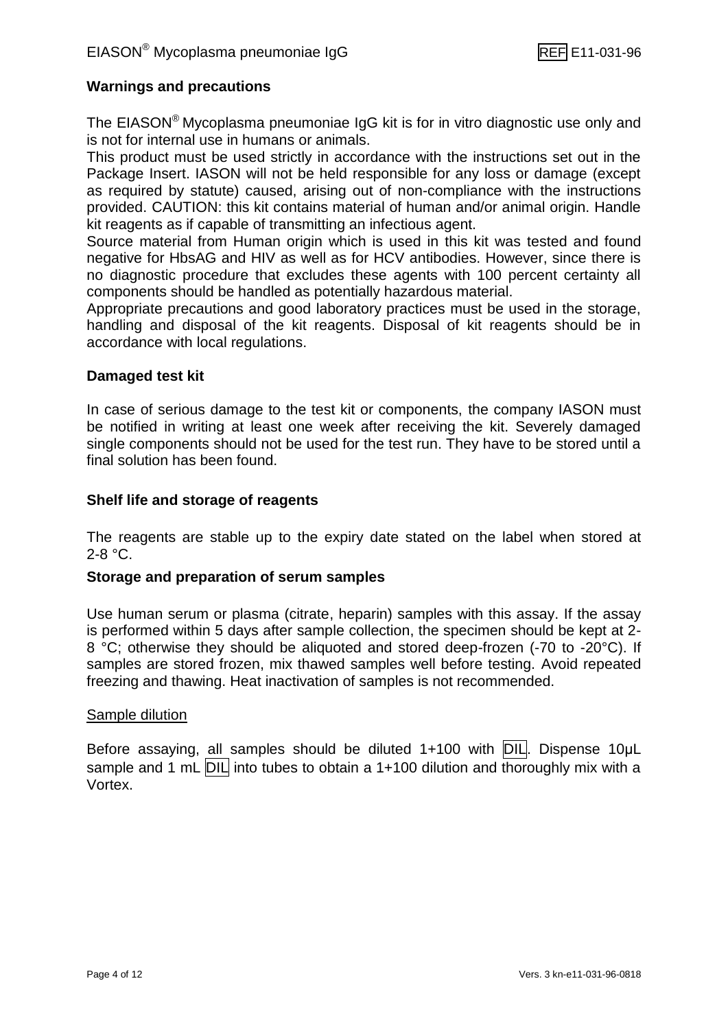## Warnings and precautions

The EIASON® Mycoplasma pneumoniae IgG kit is for in vitro diagnostic use only and is not for internal use in humans or animals.
This product must be used strictly in accordance with the instructions set out in the Package Insert. IASON will not be held responsible for any loss or damage (except as required by statute) caused, arising out of non-compliance with the instructions provided. CAUTION: this kit contains material of human and/or animal origin. Handle kit reagents as if capable of transmitting an infectious agent.
Source material from Human origin which is used in this kit was tested and found negative for HbsAG and HIV as well as for HCV antibodies. However, since there is no diagnostic procedure that excludes these agents with 100 percent certainty all components should be handled as potentially hazardous material.
Appropriate precautions and good laboratory practices must be used in the storage, handling and disposal of the kit reagents. Disposal of kit reagents should be in accordance with local regulations.

## Damaged test kit

In case of serious damage to the test kit or components, the company IASON must be notified in writing at least one week after receiving the kit. Severely damaged single components should not be used for the test run. They have to be stored until a final solution has been found.

## Shelf life and storage of reagents

The reagents are stable up to the expiry date stated on the label when stored at 2-8 °C.

## Storage and preparation of serum samples

Use human serum or plasma (citrate, heparin) samples with this assay. If the assay is performed within 5 days after sample collection, the specimen should be kept at 2-8 °C; otherwise they should be aliquoted and stored deep-frozen (-70 to -20°C). If samples are stored frozen, mix thawed samples well before testing. Avoid repeated freezing and thawing. Heat inactivation of samples is not recommended.

### Sample dilution

Before assaying, all samples should be diluted 1+100 with DIL. Dispense 10µL sample and 1 mL DIL into tubes to obtain a 1+100 dilution and thoroughly mix with a Vortex.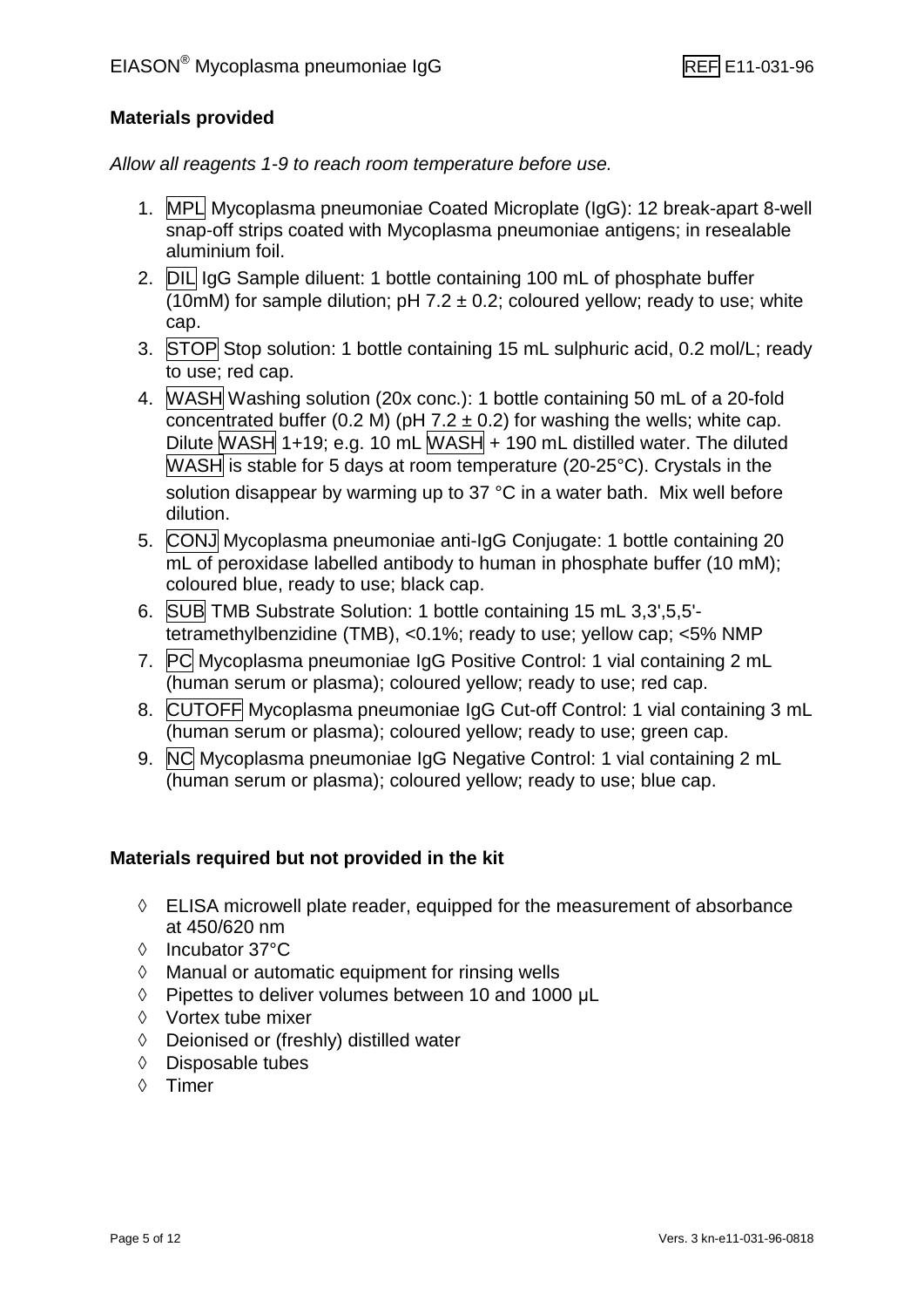**Materials provided**

*Allow all reagents 1-9 to reach room temperature before use.*

1. MPL Mycoplasma pneumoniae Coated Microplate (IgG): 12 break-apart 8-well snap-off strips coated with Mycoplasma pneumoniae antigens; in resealable aluminium foil.
2. DIL IgG Sample diluent: 1 bottle containing 100 mL of phosphate buffer (10mM) for sample dilution; pH 7.2 ± 0.2; coloured yellow; ready to use; white cap.
3. STOP Stop solution: 1 bottle containing 15 mL sulphuric acid, 0.2 mol/L; ready to use; red cap.
4. WASH Washing solution (20x conc.): 1 bottle containing 50 mL of a 20-fold concentrated buffer (0.2 M) (pH 7.2 ± 0.2) for washing the wells; white cap. Dilute WASH 1+19; e.g. 10 mL WASH + 190 mL distilled water. The diluted WASH is stable for 5 days at room temperature (20-25°C). Crystals in the solution disappear by warming up to 37 °C in a water bath. Mix well before dilution.
5. CONJ Mycoplasma pneumoniae anti-IgG Conjugate: 1 bottle containing 20 mL of peroxidase labelled antibody to human in phosphate buffer (10 mM); coloured blue, ready to use; black cap.
6. SUB TMB Substrate Solution: 1 bottle containing 15 mL 3,3',5,5'-tetramethylbenzidine (TMB), <0.1%; ready to use; yellow cap; <5% NMP
7. PC Mycoplasma pneumoniae IgG Positive Control: 1 vial containing 2 mL (human serum or plasma); coloured yellow; ready to use; red cap.
8. CUTOFF Mycoplasma pneumoniae IgG Cut-off Control: 1 vial containing 3 mL (human serum or plasma); coloured yellow; ready to use; green cap.
9. NC Mycoplasma pneumoniae IgG Negative Control: 1 vial containing 2 mL (human serum or plasma); coloured yellow; ready to use; blue cap.

**Materials required but not provided in the kit**

- ELISA microwell plate reader, equipped for the measurement of absorbance at 450/620 nm
- Incubator 37°C
- Manual or automatic equipment for rinsing wells
- Pipettes to deliver volumes between 10 and 1000 µL
- Vortex tube mixer
- Deionised or (freshly) distilled water
- Disposable tubes
- Timer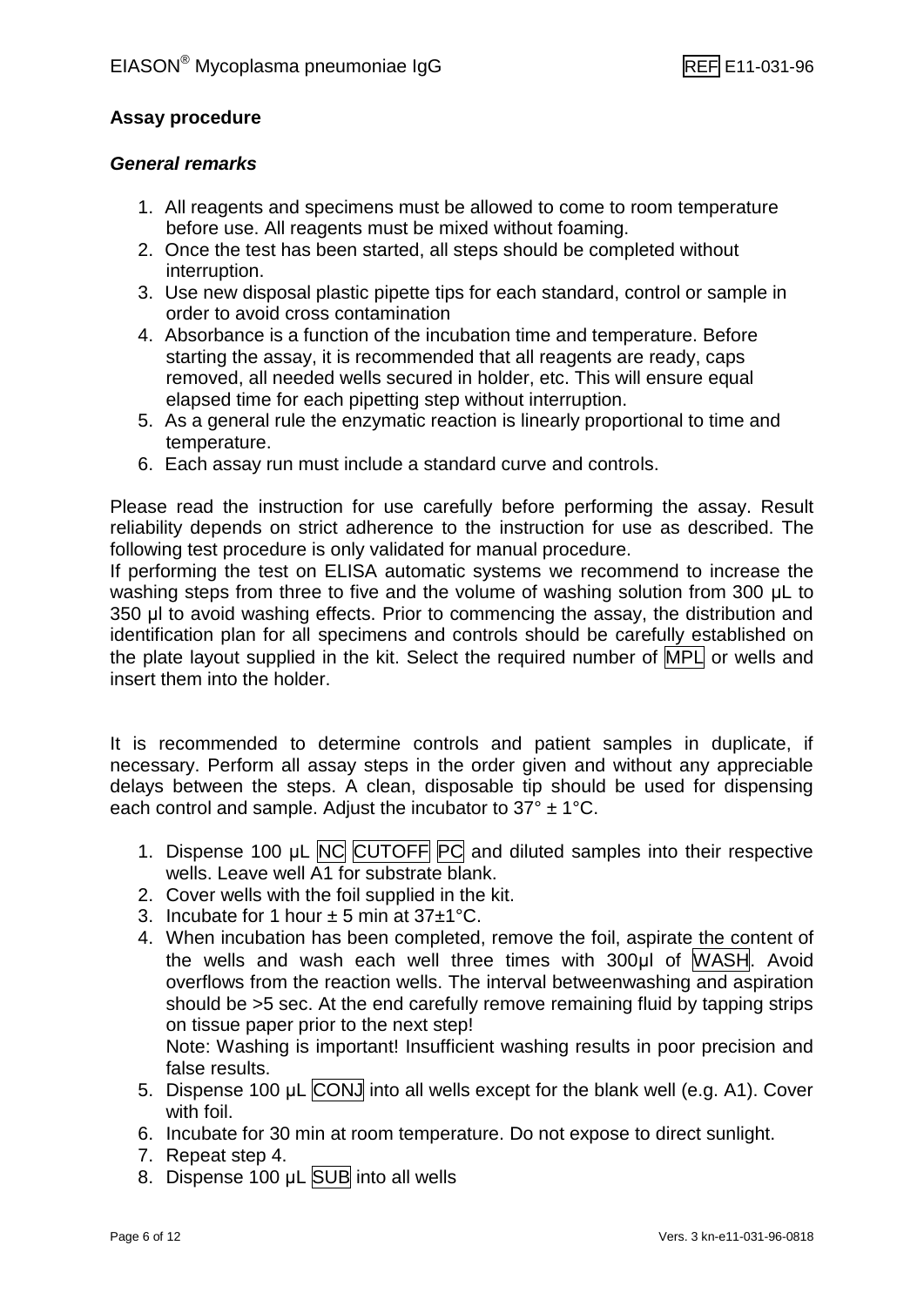## Assay procedure

### *General remarks*

1. All reagents and specimens must be allowed to come to room temperature before use. All reagents must be mixed without foaming.
2. Once the test has been started, all steps should be completed without interruption.
3. Use new disposal plastic pipette tips for each standard, control or sample in order to avoid cross contamination
4. Absorbance is a function of the incubation time and temperature. Before starting the assay, it is recommended that all reagents are ready, caps removed, all needed wells secured in holder, etc. This will ensure equal elapsed time for each pipetting step without interruption.
5. As a general rule the enzymatic reaction is linearly proportional to time and temperature.
6. Each assay run must include a standard curve and controls.

Please read the instruction for use carefully before performing the assay. Result reliability depends on strict adherence to the instruction for use as described. The following test procedure is only validated for manual procedure.
If performing the test on ELISA automatic systems we recommend to increase the washing steps from three to five and the volume of washing solution from 300 µL to 350 µl to avoid washing effects. Prior to commencing the assay, the distribution and identification plan for all specimens and controls should be carefully established on the plate layout supplied in the kit. Select the required number of MPL or wells and insert them into the holder.

It is recommended to determine controls and patient samples in duplicate, if necessary. Perform all assay steps in the order given and without any appreciable delays between the steps. A clean, disposable tip should be used for dispensing each control and sample. Adjust the incubator to 37° ± 1°C.

1. Dispense 100 µL NC CUTOFF PC and diluted samples into their respective wells. Leave well A1 for substrate blank.
2. Cover wells with the foil supplied in the kit.
3. Incubate for 1 hour ± 5 min at 37±1°C.
4. When incubation has been completed, remove the foil, aspirate the content of the wells and wash each well three times with 300µl of WASH. Avoid overflows from the reaction wells. The interval betweenwashing and aspiration should be >5 sec. At the end carefully remove remaining fluid by tapping strips on tissue paper prior to the next step!
   Note: Washing is important! Insufficient washing results in poor precision and false results.
5. Dispense 100 µL CONJ into all wells except for the blank well (e.g. A1). Cover with foil.
6. Incubate for 30 min at room temperature. Do not expose to direct sunlight.
7. Repeat step 4.
8. Dispense 100 µL SUB into all wells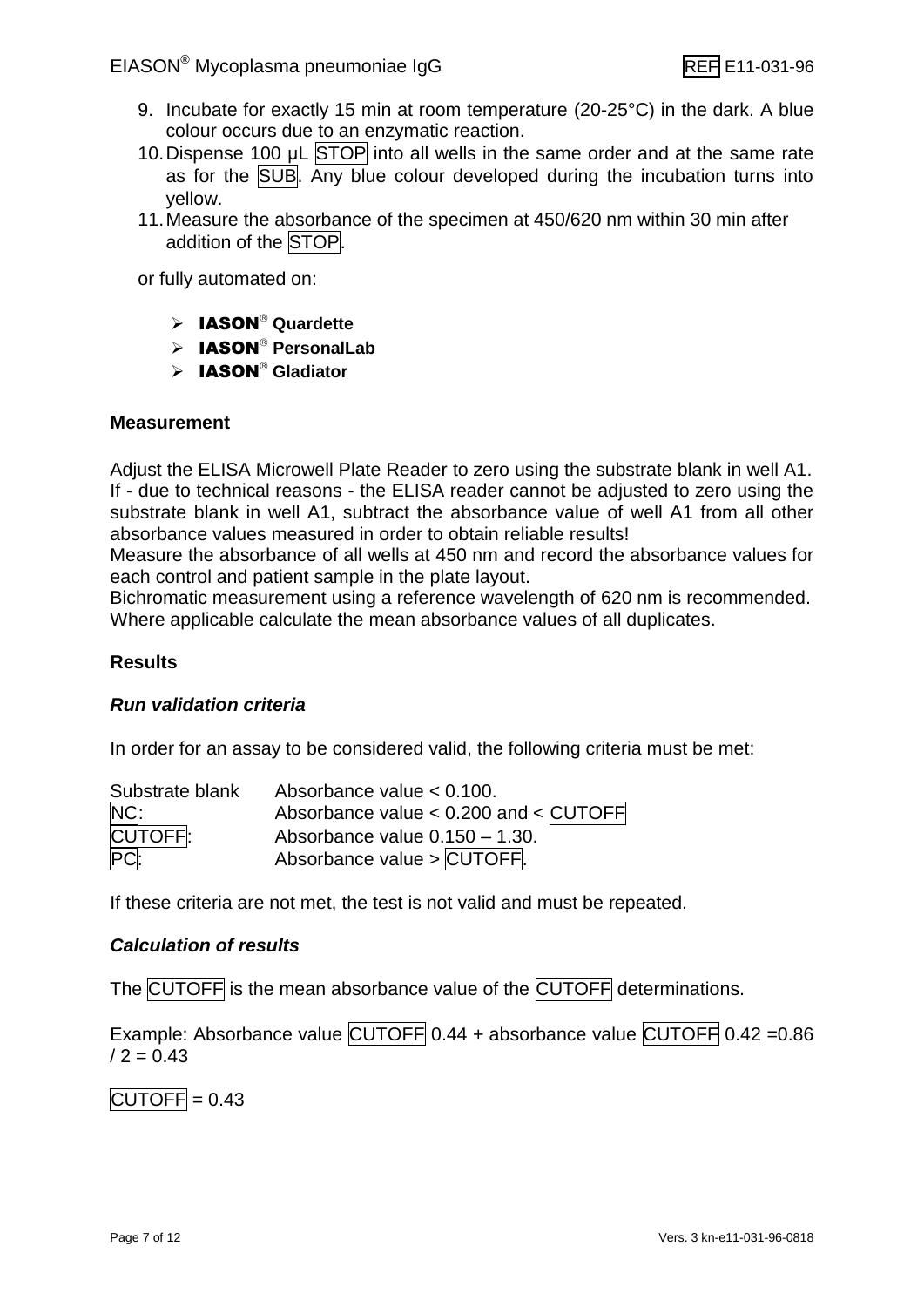9. Incubate for exactly 15 min at room temperature (20-25°C) in the dark. A blue colour occurs due to an enzymatic reaction.
10. Dispense 100 µL STOP into all wells in the same order and at the same rate as for the SUB. Any blue colour developed during the incubation turns into yellow.
11. Measure the absorbance of the specimen at 450/620 nm within 30 min after addition of the STOP.

or fully automated on:

- **IASON® Quardette**
- **IASON® PersonalLab**
- **IASON® Gladiator**

### Measurement

Adjust the ELISA Microwell Plate Reader to zero using the substrate blank in well A1. If - due to technical reasons - the ELISA reader cannot be adjusted to zero using the substrate blank in well A1, subtract the absorbance value of well A1 from all other absorbance values measured in order to obtain reliable results!
Measure the absorbance of all wells at 450 nm and record the absorbance values for each control and patient sample in the plate layout.
Bichromatic measurement using a reference wavelength of 620 nm is recommended.
Where applicable calculate the mean absorbance values of all duplicates.

### Results

#### *Run validation criteria*

In order for an assay to be considered valid, the following criteria must be met:

| | |
|---|---|
| Substrate blank | Absorbance value < 0.100. |
| NC: | Absorbance value < 0.200 and < CUTOFF |
| CUTOFF: | Absorbance value 0.150 – 1.30. |
| PC: | Absorbance value > CUTOFF. |

If these criteria are not met, the test is not valid and must be repeated.

#### *Calculation of results*

The CUTOFF is the mean absorbance value of the CUTOFF determinations.

Example: Absorbance value CUTOFF 0.44 + absorbance value CUTOFF 0.42 =0.86 / 2 = 0.43

CUTOFF = 0.43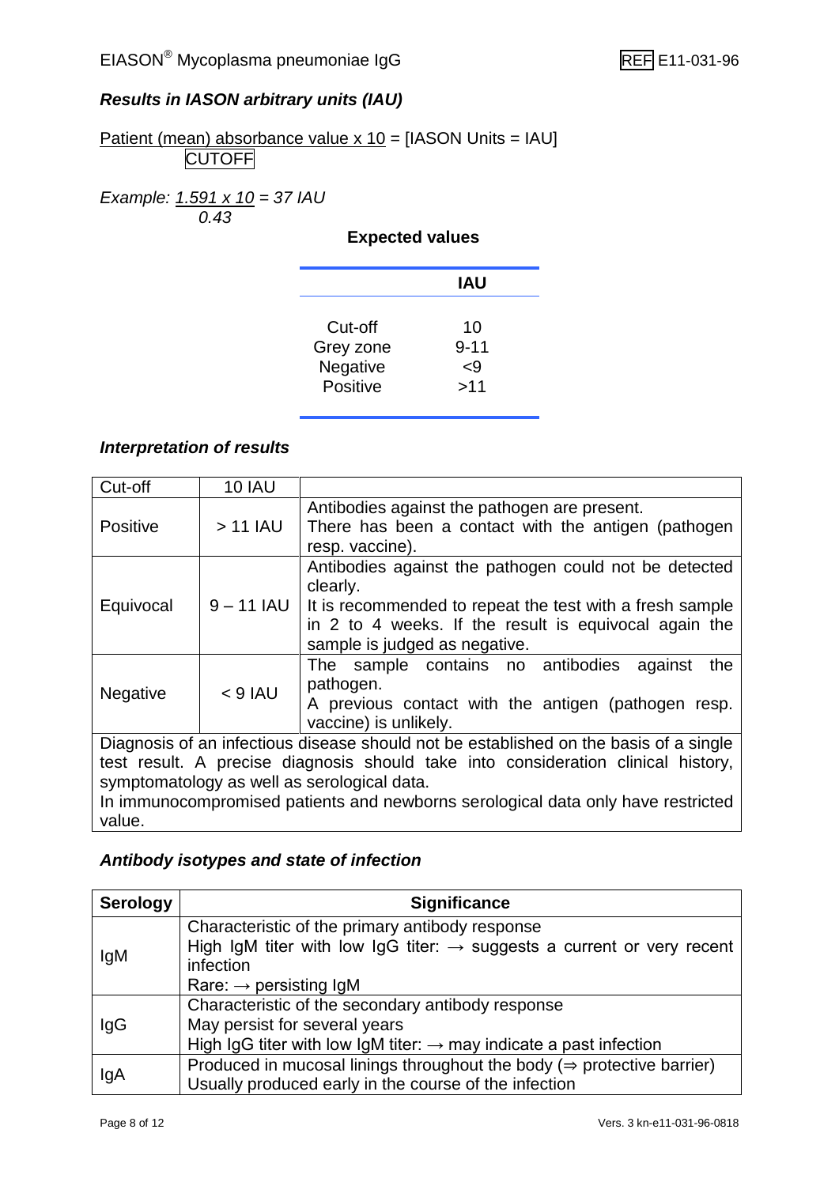### *Results in IASON arbitrary units (IAU)*

$$\frac{\text{Patient (mean) absorbance value} \times 10}{\text{CUTOFF}} = [\text{IASON Units} = \text{IAU}]$$

*Example:* $\frac{1.591 \times 10}{0.43} = 37$ *IAU*

**Expected values**

| | IAU |
|---|---|
| Cut-off | 10 |
| Grey zone | 9-11 |
| Negative | <9 |
| Positive | >11 |

### *Interpretation of results*

| Cut-off | 10 IAU | |
|---|---|---|
| Positive | > 11 IAU | Antibodies against the pathogen are present. There has been a contact with the antigen (pathogen resp. vaccine). |
| Equivocal | 9 – 11 IAU | Antibodies against the pathogen could not be detected clearly. It is recommended to repeat the test with a fresh sample in 2 to 4 weeks. If the result is equivocal again the sample is judged as negative. |
| Negative | < 9 IAU | The sample contains no antibodies against the pathogen. A previous contact with the antigen (pathogen resp. vaccine) is unlikely. |

Diagnosis of an infectious disease should not be established on the basis of a single test result. A precise diagnosis should take into consideration clinical history, symptomatology as well as serological data.
In immunocompromised patients and newborns serological data only have restricted value.

### *Antibody isotypes and state of infection*

| Serology | Significance |
|---|---|
| IgM | Characteristic of the primary antibody response<br>High IgM titer with low IgG titer: → suggests a current or very recent infection<br>Rare: → persisting IgM |
| IgG | Characteristic of the secondary antibody response<br>May persist for several years<br>High IgG titer with low IgM titer: → may indicate a past infection |
| IgA | Produced in mucosal linings throughout the body (⇒ protective barrier)<br>Usually produced early in the course of the infection |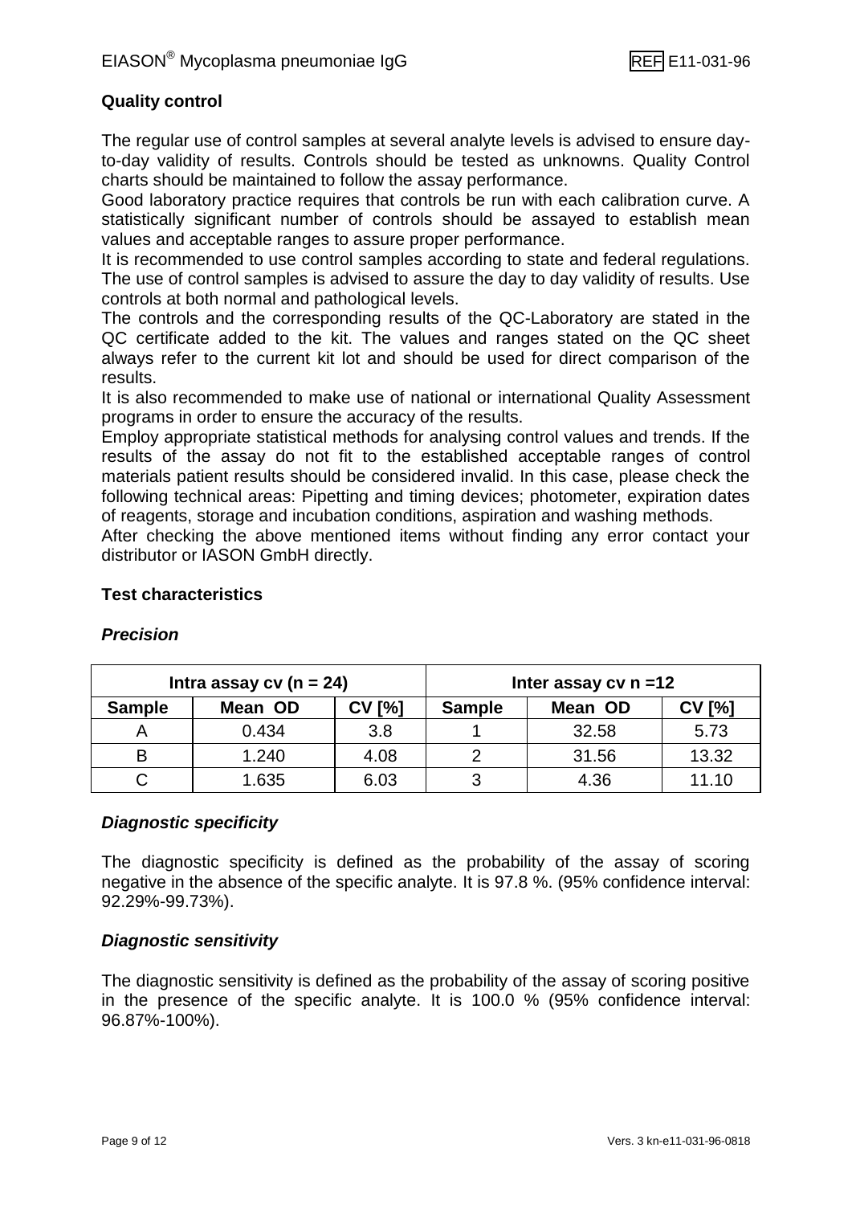## Quality control

The regular use of control samples at several analyte levels is advised to ensure day-to-day validity of results. Controls should be tested as unknowns. Quality Control charts should be maintained to follow the assay performance.
Good laboratory practice requires that controls be run with each calibration curve. A statistically significant number of controls should be assayed to establish mean values and acceptable ranges to assure proper performance.
It is recommended to use control samples according to state and federal regulations. The use of control samples is advised to assure the day to day validity of results. Use controls at both normal and pathological levels.
The controls and the corresponding results of the QC-Laboratory are stated in the QC certificate added to the kit. The values and ranges stated on the QC sheet always refer to the current kit lot and should be used for direct comparison of the results.
It is also recommended to make use of national or international Quality Assessment programs in order to ensure the accuracy of the results.
Employ appropriate statistical methods for analysing control values and trends. If the results of the assay do not fit to the established acceptable ranges of control materials patient results should be considered invalid. In this case, please check the following technical areas: Pipetting and timing devices; photometer, expiration dates of reagents, storage and incubation conditions, aspiration and washing methods.
After checking the above mentioned items without finding any error contact your distributor or IASON GmbH directly.

## Test characteristics

### *Precision*

| Intra assay cv (n = 24) | | | Inter assay cv n =12 | | |
|---|---|---|---|---|---|
| **Sample** | **Mean OD** | **CV [%]** | **Sample** | **Mean OD** | **CV [%]** |
| A | 0.434 | 3.8 | 1 | 32.58 | 5.73 |
| B | 1.240 | 4.08 | 2 | 31.56 | 13.32 |
| C | 1.635 | 6.03 | 3 | 4.36 | 11.10 |

### *Diagnostic specificity*

The diagnostic specificity is defined as the probability of the assay of scoring negative in the absence of the specific analyte. It is 97.8 %. (95% confidence interval: 92.29%-99.73%).

### *Diagnostic sensitivity*

The diagnostic sensitivity is defined as the probability of the assay of scoring positive in the presence of the specific analyte. It is 100.0 % (95% confidence interval: 96.87%-100%).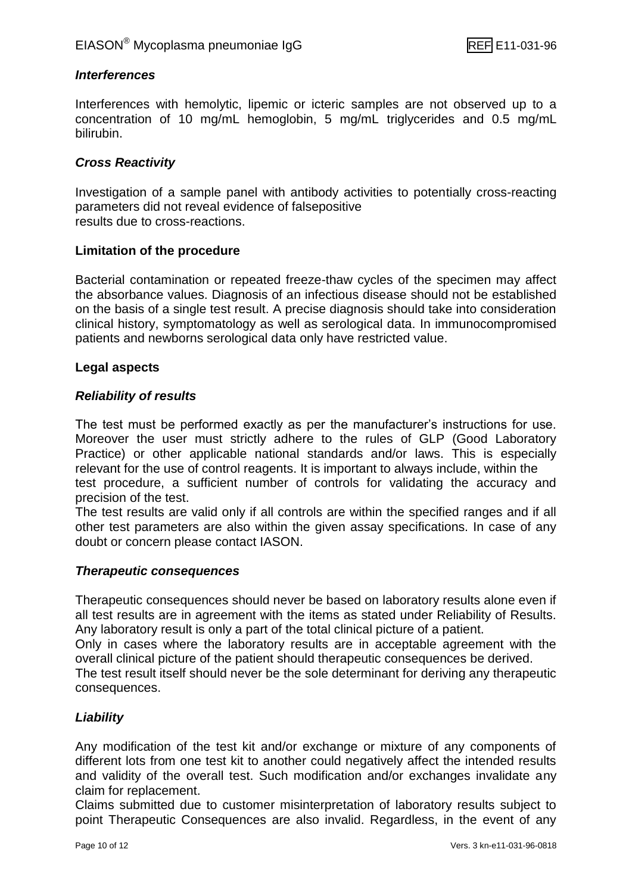### *Interferences*

Interferences with hemolytic, lipemic or icteric samples are not observed up to a concentration of 10 mg/mL hemoglobin, 5 mg/mL triglycerides and 0.5 mg/mL bilirubin.

### *Cross Reactivity*

Investigation of a sample panel with antibody activities to potentially cross-reacting parameters did not reveal evidence of falsepositive results due to cross-reactions.

## **Limitation of the procedure**

Bacterial contamination or repeated freeze-thaw cycles of the specimen may affect the absorbance values. Diagnosis of an infectious disease should not be established on the basis of a single test result. A precise diagnosis should take into consideration clinical history, symptomatology as well as serological data. In immunocompromised patients and newborns serological data only have restricted value.

## **Legal aspects**

### *Reliability of results*

The test must be performed exactly as per the manufacturer's instructions for use. Moreover the user must strictly adhere to the rules of GLP (Good Laboratory Practice) or other applicable national standards and/or laws. This is especially relevant for the use of control reagents. It is important to always include, within the test procedure, a sufficient number of controls for validating the accuracy and precision of the test.

The test results are valid only if all controls are within the specified ranges and if all other test parameters are also within the given assay specifications. In case of any doubt or concern please contact IASON.

### *Therapeutic consequences*

Therapeutic consequences should never be based on laboratory results alone even if all test results are in agreement with the items as stated under Reliability of Results. Any laboratory result is only a part of the total clinical picture of a patient.

Only in cases where the laboratory results are in acceptable agreement with the overall clinical picture of the patient should therapeutic consequences be derived.

The test result itself should never be the sole determinant for deriving any therapeutic consequences.

### *Liability*

Any modification of the test kit and/or exchange or mixture of any components of different lots from one test kit to another could negatively affect the intended results and validity of the overall test. Such modification and/or exchanges invalidate any claim for replacement.

Claims submitted due to customer misinterpretation of laboratory results subject to point Therapeutic Consequences are also invalid. Regardless, in the event of any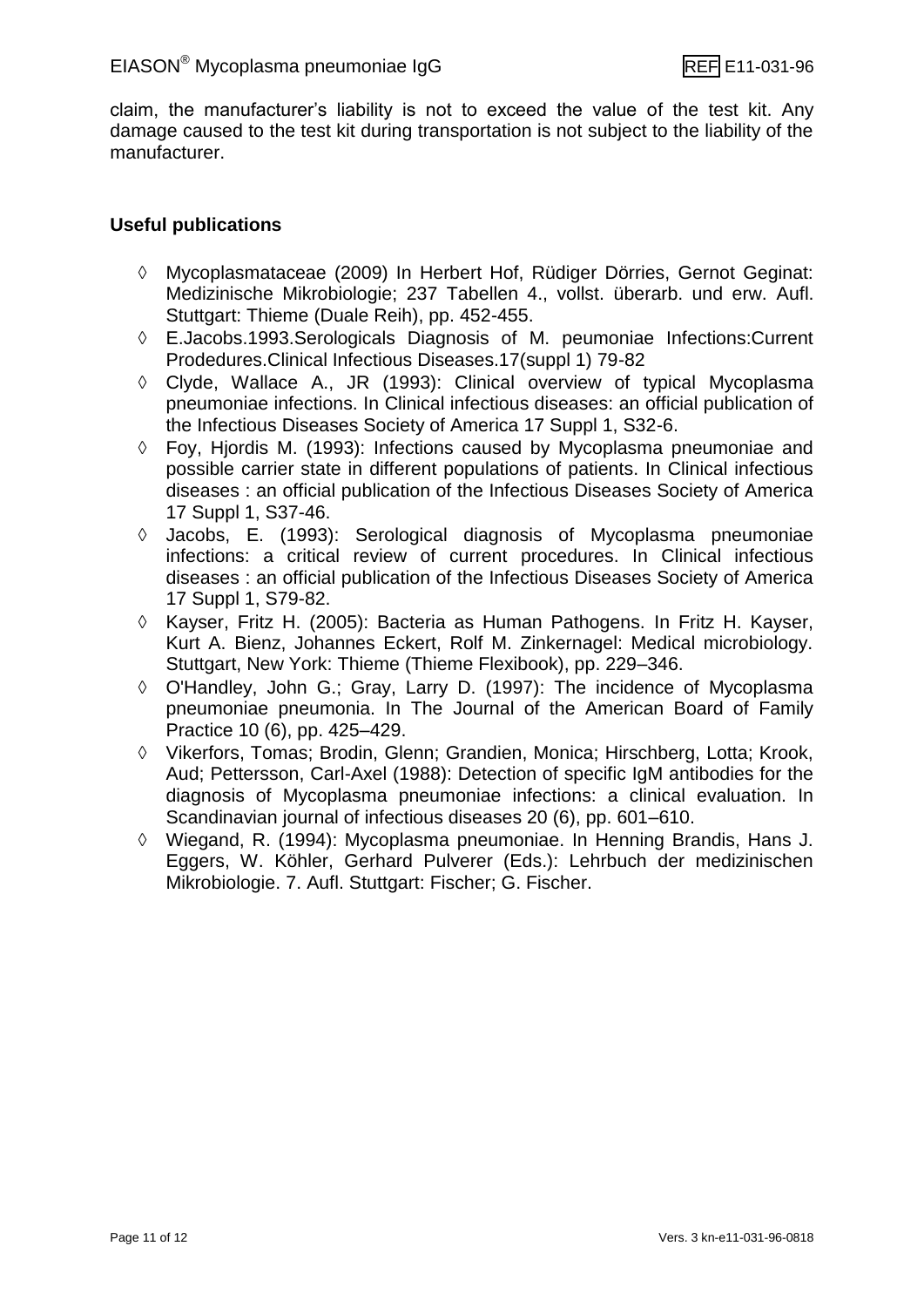claim, the manufacturer's liability is not to exceed the value of the test kit. Any damage caused to the test kit during transportation is not subject to the liability of the manufacturer.

## Useful publications

- ◊ Mycoplasmataceae (2009) In Herbert Hof, Rüdiger Dörries, Gernot Geginat: Medizinische Mikrobiologie; 237 Tabellen 4., vollst. überarb. und erw. Aufl. Stuttgart: Thieme (Duale Reih), pp. 452-455.
- ◊ E.Jacobs.1993.Serologicals Diagnosis of M. peumoniae Infections:Current Prodedures.Clinical Infectious Diseases.17(suppl 1) 79-82
- ◊ Clyde, Wallace A., JR (1993): Clinical overview of typical Mycoplasma pneumoniae infections. In Clinical infectious diseases: an official publication of the Infectious Diseases Society of America 17 Suppl 1, S32-6.
- ◊ Foy, Hjordis M. (1993): Infections caused by Mycoplasma pneumoniae and possible carrier state in different populations of patients. In Clinical infectious diseases : an official publication of the Infectious Diseases Society of America 17 Suppl 1, S37-46.
- ◊ Jacobs, E. (1993): Serological diagnosis of Mycoplasma pneumoniae infections: a critical review of current procedures. In Clinical infectious diseases : an official publication of the Infectious Diseases Society of America 17 Suppl 1, S79-82.
- ◊ Kayser, Fritz H. (2005): Bacteria as Human Pathogens. In Fritz H. Kayser, Kurt A. Bienz, Johannes Eckert, Rolf M. Zinkernagel: Medical microbiology. Stuttgart, New York: Thieme (Thieme Flexibook), pp. 229–346.
- ◊ O'Handley, John G.; Gray, Larry D. (1997): The incidence of Mycoplasma pneumoniae pneumonia. In The Journal of the American Board of Family Practice 10 (6), pp. 425–429.
- ◊ Vikerfors, Tomas; Brodin, Glenn; Grandien, Monica; Hirschberg, Lotta; Krook, Aud; Pettersson, Carl-Axel (1988): Detection of specific IgM antibodies for the diagnosis of Mycoplasma pneumoniae infections: a clinical evaluation. In Scandinavian journal of infectious diseases 20 (6), pp. 601–610.
- ◊ Wiegand, R. (1994): Mycoplasma pneumoniae. In Henning Brandis, Hans J. Eggers, W. Köhler, Gerhard Pulverer (Eds.): Lehrbuch der medizinischen Mikrobiologie. 7. Aufl. Stuttgart: Fischer; G. Fischer.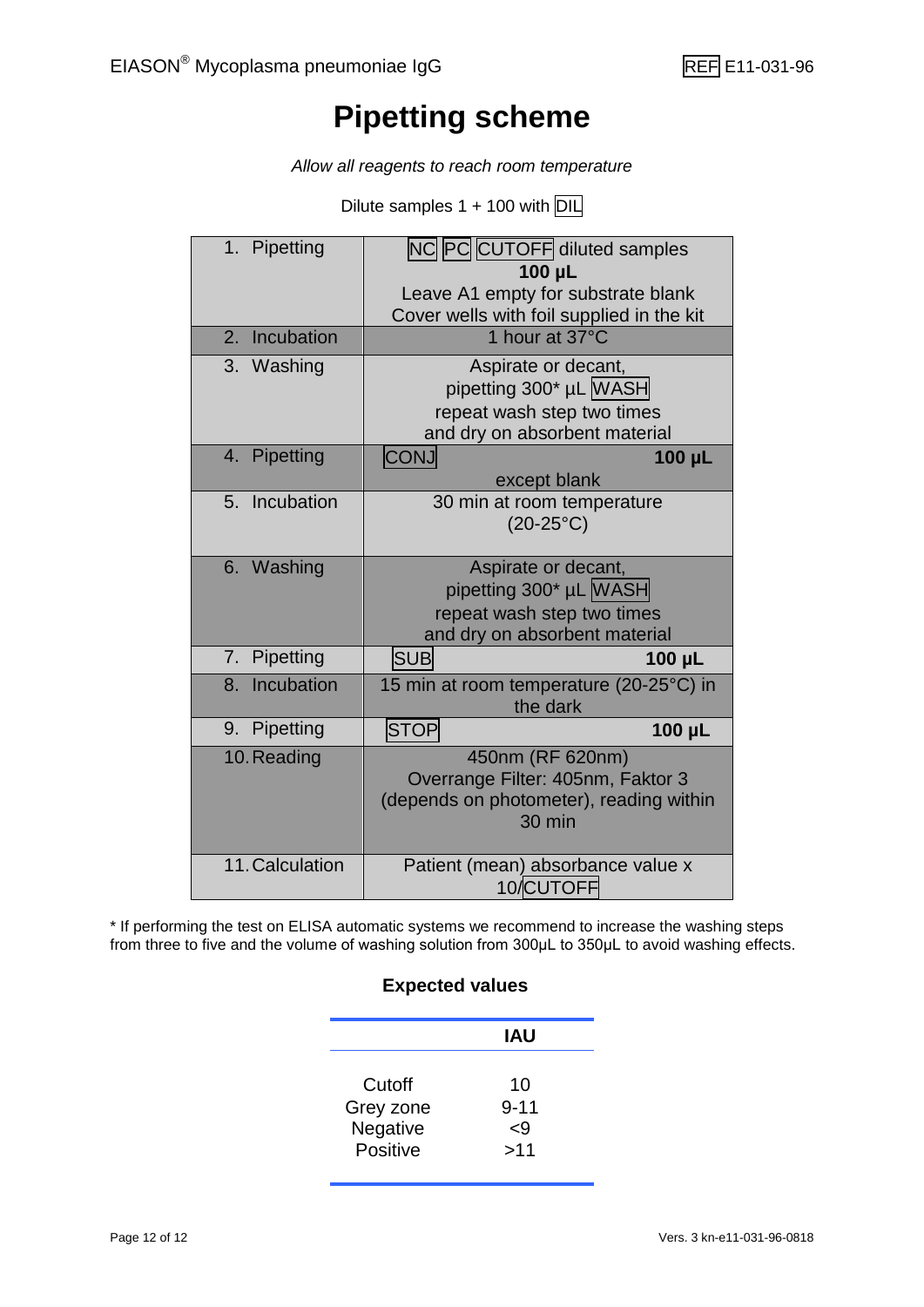# Pipetting scheme

*Allow all reagents to reach room temperature*

Dilute samples 1 + 100 with DIL

| | |
|---|---|
| 1. Pipetting | NC PC CUTOFF diluted samples **100 µL** Leave A1 empty for substrate blank Cover wells with foil supplied in the kit |
| 2. Incubation | 1 hour at 37°C |
| 3. Washing | Aspirate or decant, pipetting 300* µL WASH repeat wash step two times and dry on absorbent material |
| 4. Pipetting | CONJ **100 µL** except blank |
| 5. Incubation | 30 min at room temperature (20-25°C) |
| 6. Washing | Aspirate or decant, pipetting 300* µL WASH repeat wash step two times and dry on absorbent material |
| 7. Pipetting | SUB **100 µL** |
| 8. Incubation | 15 min at room temperature (20-25°C) in the dark |
| 9. Pipetting | STOP **100 µL** |
| 10. Reading | 450nm (RF 620nm) Overrange Filter: 405nm, Faktor 3 (depends on photometer), reading within 30 min |
| 11. Calculation | Patient (mean) absorbance value x 10/CUTOFF |

* If performing the test on ELISA automatic systems we recommend to increase the washing steps from three to five and the volume of washing solution from 300µL to 350µL to avoid washing effects.

### Expected values

| | IAU |
|---|---|
| Cutoff | 10 |
| Grey zone | 9-11 |
| Negative | <9 |
| Positive | >11 |